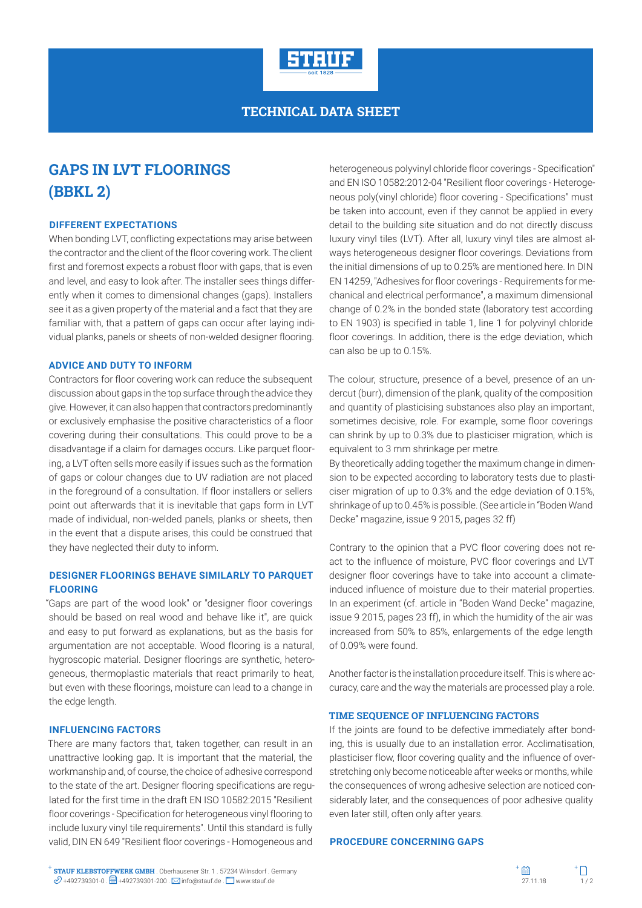TECHNICAL DATA SHEET

# GAPS IN LVT FLOORINGS (BBKL 2)

## DIFFERENT EXPECTATIONS

When bonding LVT, conflicting expectations may arise between the contractor and the client of the floor covering work. The client first and foremost expects a robust floor with gaps, that is even and level, and easy to look after. The installer sees things differently when it comes to dimensional changes (gaps). Installers see it as a given property of the material and a fact that they are familiar with, that a pattern of gaps can occur after laying individual planks, panels or sheets of non-welded designer flooring.

## ADVICE AND DUTY TO INFORM

Contractors for floor covering work can reduce the subsequent discussion about gaps in the top surface through the advice they give. However, it can also happen that contractors predominantly or exclusively emphasise the positive characteristics of a floor covering during their consultations. This could prove to be a disadvantage if a claim for damages occurs. Like parquet flooring, a LVT often sells more easily if issues such as the formation of gaps or colour changes due to UV radiation are not placed in the foreground of a consultation. If floor installers or sellers point out afterwards that it is inevitable that gaps form in LVT made of individual, non-welded panels, planks or sheets, then in the event that a dispute arises, this could be construed that they have neglected their duty to inform.

## DESIGNER FLOORINGS BEHAVE SIMILARLY TO PARQUET FLOORING

"Gaps are part of the wood look" or "designer floor coverings should be based on real wood and behave like it", are quick and easy to put forward as explanations, but as the basis for argumentation are not acceptable. Wood flooring is a natural, hygroscopic material. Designer floorings are synthetic, heterogeneous, thermoplastic materials that react primarily to heat, but even with these floorings, moisture can lead to a change in the edge length.

## INFLUENCING FACTORS

There are many factors that, taken together, can result in an unattractive looking gap. It is important that the material, the workmanship and, of course, the choice of adhesive correspond to the state of the art. Designer flooring specifications are regulated for the first time in the draft EN ISO 10582:2015 "Resilient floor coverings - Specification for heterogeneous vinyl flooring to include luxury vinyl tile requirements". Until this standard is fully valid, DIN EN 649 "Resilient floor coverings - Homogeneous and heterogeneous polyvinyl chloride floor coverings - Specification" and EN ISO 10582:2012-04 "Resilient floor coverings - Heterogeneous poly(vinyl chloride) floor covering - Specifications" must be taken into account, even if they cannot be applied in every detail to the building site situation and do not directly discuss luxury vinyl tiles (LVT). After all, luxury vinyl tiles are almost always heterogeneous designer floor coverings. Deviations from the initial dimensions of up to 0.25% are mentioned here. In DIN EN 14259, "Adhesives for floor coverings - Requirements for mechanical and electrical performance", a maximum dimensional change of 0.2% in the bonded state (laboratory test according to EN 1903) is specified in table 1, line 1 for polyvinyl chloride floor coverings. In addition, there is the edge deviation, which can also be up to 0.15%.

The colour, structure, presence of a bevel, presence of an undercut (burr), dimension of the plank, quality of the composition and quantity of plasticising substances also play an important, sometimes decisive, role. For example, some floor coverings can shrink by up to 0.3% due to plasticiser migration, which is equivalent to 3 mm shrinkage per metre.
By theoretically adding together the maximum change in dimension to be expected according to laboratory tests due to plasticiser migration of up to 0.3% and the edge deviation of 0.15%, shrinkage of up to 0.45% is possible. (See article in "Boden Wand Decke" magazine, issue 9 2015, pages 32 ff)

Contrary to the opinion that a PVC floor covering does not react to the influence of moisture, PVC floor coverings and LVT designer floor coverings have to take into account a climate-induced influence of moisture due to their material properties. In an experiment (cf. article in "Boden Wand Decke" magazine, issue 9 2015, pages 23 ff), in which the humidity of the air was increased from 50% to 85%, enlargements of the edge length of 0.09% were found.

Another factor is the installation procedure itself. This is where accuracy, care and the way the materials are processed play a role.

## TIME SEQUENCE OF INFLUENCING FACTORS

If the joints are found to be defective immediately after bonding, this is usually due to an installation error. Acclimatisation, plasticiser flow, floor covering quality and the influence of overstretching only become noticeable after weeks or months, while the consequences of wrong adhesive selection are noticed considerably later, and the consequences of poor adhesive quality even later still, often only after years.

## PROCEDURE CONCERNING GAPS

**STAUF KLEBSTOFFWERK GMBH** . Oberhausener Str. 1 . 57234 Wilnsdorf . Germany
+492739301-0 . +492739301-200 . info@stauf.de . www.stauf.de

27.11.18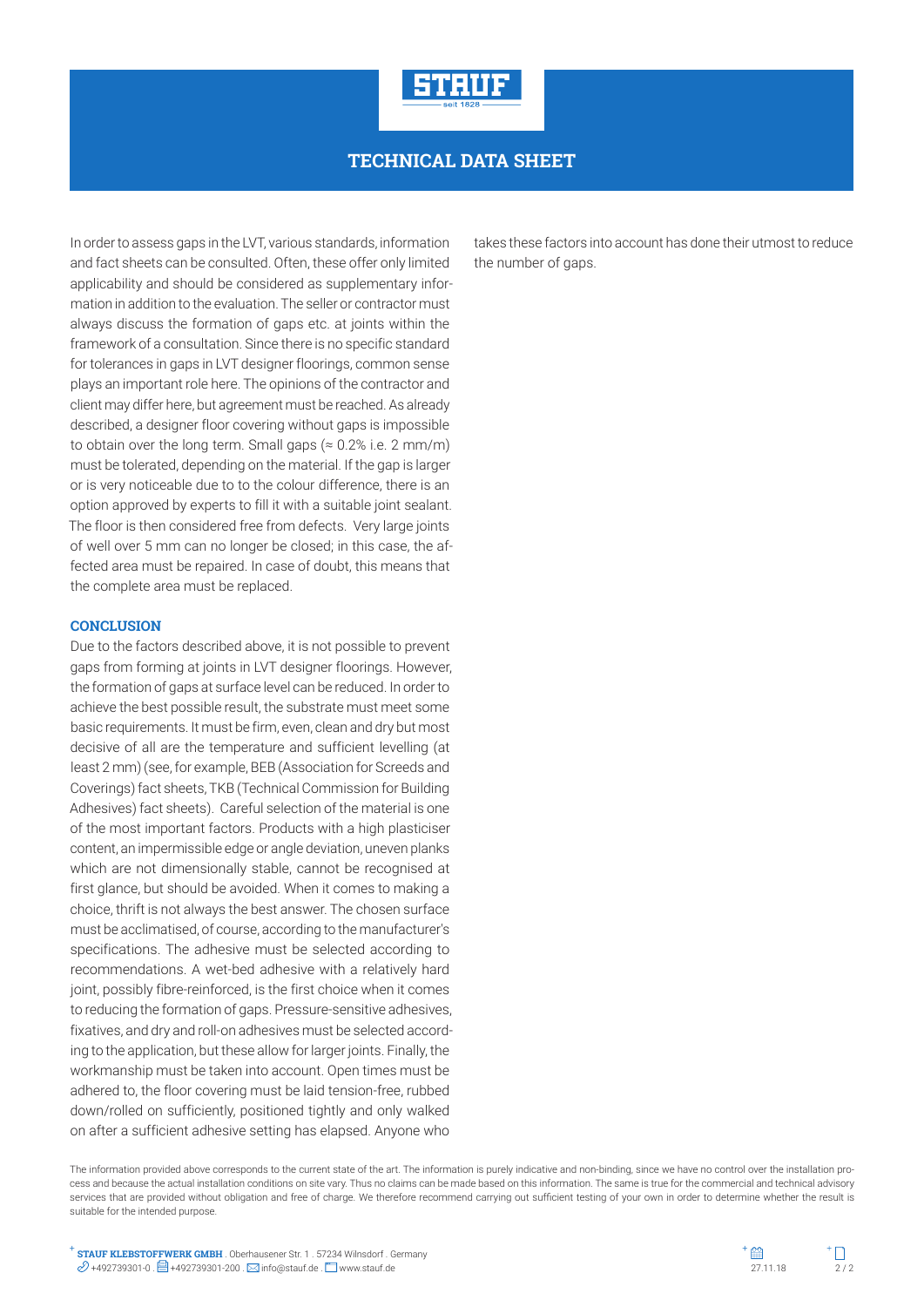In order to assess gaps in the LVT, various standards, information and fact sheets can be consulted. Often, these offer only limited applicability and should be considered as supplementary information in addition to the evaluation. The seller or contractor must always discuss the formation of gaps etc. at joints within the framework of a consultation. Since there is no specific standard for tolerances in gaps in LVT designer floorings, common sense plays an important role here. The opinions of the contractor and client may differ here, but agreement must be reached. As already described, a designer floor covering without gaps is impossible to obtain over the long term. Small gaps (≈ 0.2% i.e. 2 mm/m) must be tolerated, depending on the material. If the gap is larger or is very noticeable due to to the colour difference, there is an option approved by experts to fill it with a suitable joint sealant. The floor is then considered free from defects. Very large joints of well over 5 mm can no longer be closed; in this case, the affected area must be repaired. In case of doubt, this means that the complete area must be replaced.

### CONCLUSION

Due to the factors described above, it is not possible to prevent gaps from forming at joints in LVT designer floorings. However, the formation of gaps at surface level can be reduced. In order to achieve the best possible result, the substrate must meet some basic requirements. It must be firm, even, clean and dry but most decisive of all are the temperature and sufficient levelling (at least 2 mm) (see, for example, BEB (Association for Screeds and Coverings) fact sheets, TKB (Technical Commission for Building Adhesives) fact sheets). Careful selection of the material is one of the most important factors. Products with a high plasticiser content, an impermissible edge or angle deviation, uneven planks which are not dimensionally stable, cannot be recognised at first glance, but should be avoided. When it comes to making a choice, thrift is not always the best answer. The chosen surface must be acclimatised, of course, according to the manufacturer's specifications. The adhesive must be selected according to recommendations. A wet-bed adhesive with a relatively hard joint, possibly fibre-reinforced, is the first choice when it comes to reducing the formation of gaps. Pressure-sensitive adhesives, fixatives, and dry and roll-on adhesives must be selected according to the application, but these allow for larger joints. Finally, the workmanship must be taken into account. Open times must be adhered to, the floor covering must be laid tension-free, rubbed down/rolled on sufficiently, positioned tightly and only walked on after a sufficient adhesive setting has elapsed. Anyone who takes these factors into account has done their utmost to reduce the number of gaps.

The information provided above corresponds to the current state of the art. The information is purely indicative and non-binding, since we have no control over the installation process and because the actual installation conditions on site vary. Thus no claims can be made based on this information. The same is true for the commercial and technical advisory services that are provided without obligation and free of charge. We therefore recommend carrying out sufficient testing of your own in order to determine whether the result is suitable for the intended purpose.